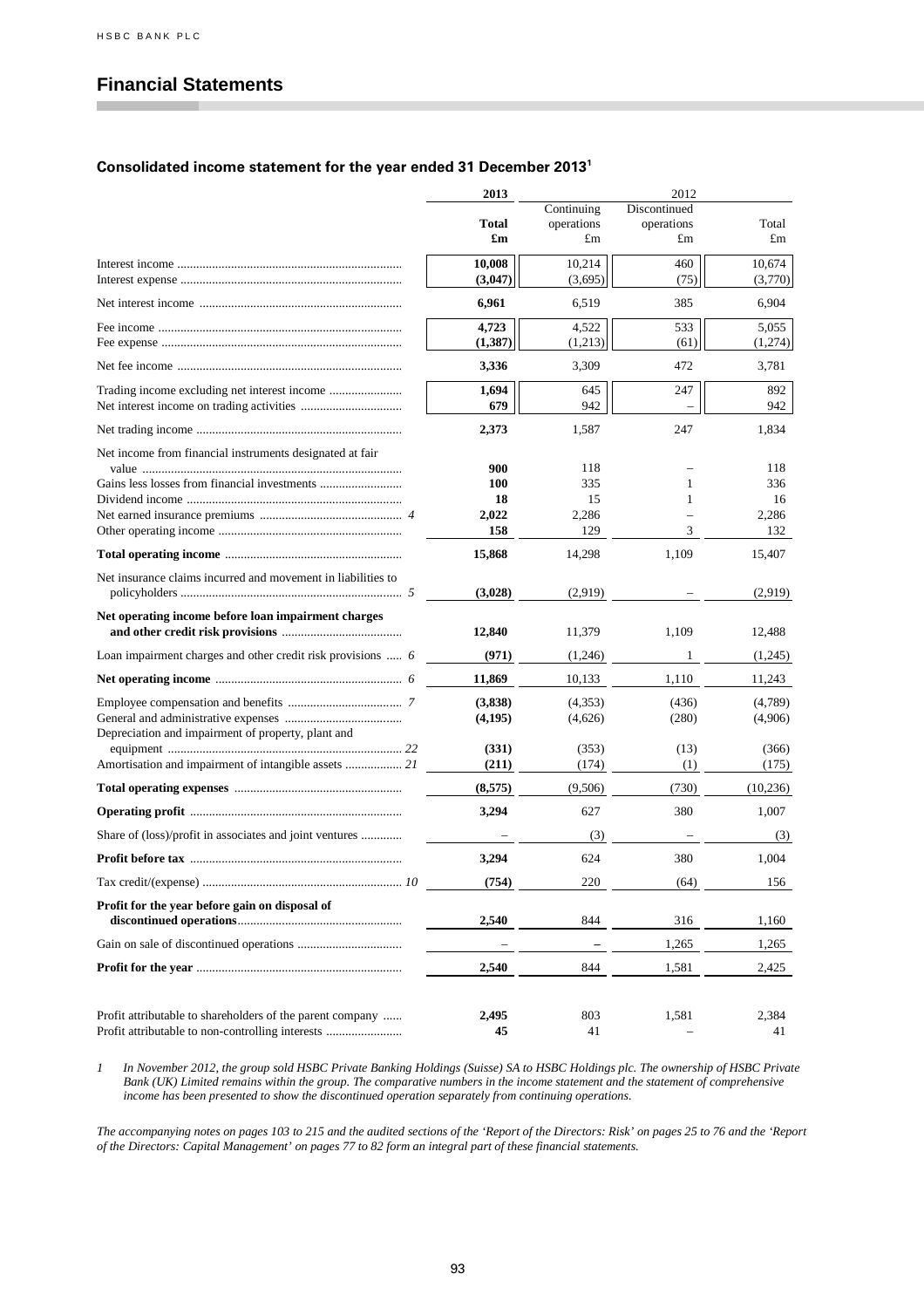# Financial Statements

## Consolidated income statement for the year ended 31 December 2013[1]

| | Notes | 2013 Total £m | 2012 Continuing operations £m | 2012 Discontinued operations £m | 2012 Total £m |
|---|---|---|---|---|---|
| Interest income | | **10,008** | 10,214 | 460 | 10,674 |
| Interest expense | | **(3,047)** | (3,695) | (75) | (3,770) |
| Net interest income | | **6,961** | 6,519 | 385 | 6,904 |
| Fee income | | **4,723** | 4,522 | 533 | 5,055 |
| Fee expense | | **(1,387)** | (1,213) | (61) | (1,274) |
| Net fee income | | **3,336** | 3,309 | 472 | 3,781 |
| Trading income excluding net interest income | | **1,694** | 645 | 247 | 892 |
| Net interest income on trading activities | | **679** | 942 | – | 942 |
| Net trading income | | **2,373** | 1,587 | 247 | 1,834 |
| Net income from financial instruments designated at fair value | | **900** | 118 | – | 118 |
| Gains less losses from financial investments | | **100** | 335 | 1 | 336 |
| Dividend income | | **18** | 15 | 1 | 16 |
| Net earned insurance premiums | 4 | **2,022** | 2,286 | – | 2,286 |
| Other operating income | | **158** | 129 | 3 | 132 |
| **Total operating income** | | **15,868** | 14,298 | 1,109 | 15,407 |
| Net insurance claims incurred and movement in liabilities to policyholders | 5 | **(3,028)** | (2,919) | – | (2,919) |
| **Net operating income before loan impairment charges and other credit risk provisions** | | **12,840** | 11,379 | 1,109 | 12,488 |
| Loan impairment charges and other credit risk provisions | 6 | **(971)** | (1,246) | 1 | (1,245) |
| **Net operating income** | 6 | **11,869** | 10,133 | 1,110 | 11,243 |
| Employee compensation and benefits | 7 | **(3,838)** | (4,353) | (436) | (4,789) |
| General and administrative expenses | | **(4,195)** | (4,626) | (280) | (4,906) |
| Depreciation and impairment of property, plant and equipment | 22 | **(331)** | (353) | (13) | (366) |
| Amortisation and impairment of intangible assets | 21 | **(211)** | (174) | (1) | (175) |
| **Total operating expenses** | | **(8,575)** | (9,506) | (730) | (10,236) |
| **Operating profit** | | **3,294** | 627 | 380 | 1,007 |
| Share of (loss)/profit in associates and joint ventures | | **–** | (3) | – | (3) |
| **Profit before tax** | | **3,294** | 624 | 380 | 1,004 |
| Tax credit/(expense) | 10 | **(754)** | 220 | (64) | 156 |
| **Profit for the year before gain on disposal of discontinued operations** | | **2,540** | 844 | 316 | 1,160 |
| Gain on sale of discontinued operations | | **–** | – | 1,265 | 1,265 |
| **Profit for the year** | | **2,540** | 844 | 1,581 | 2,425 |
| Profit attributable to shareholders of the parent company | | **2,495** | 803 | 1,581 | 2,384 |
| Profit attributable to non-controlling interests | | **45** | 41 | – | 41 |

*1 In November 2012, the group sold HSBC Private Banking Holdings (Suisse) SA to HSBC Holdings plc. The ownership of HSBC Private Bank (UK) Limited remains within the group. The comparative numbers in the income statement and the statement of comprehensive income has been presented to show the discontinued operation separately from continuing operations.*

*The accompanying notes on pages 103 to 215 and the audited sections of the 'Report of the Directors: Risk' on pages 25 to 76 and the 'Report of the Directors: Capital Management' on pages 77 to 82 form an integral part of these financial statements.*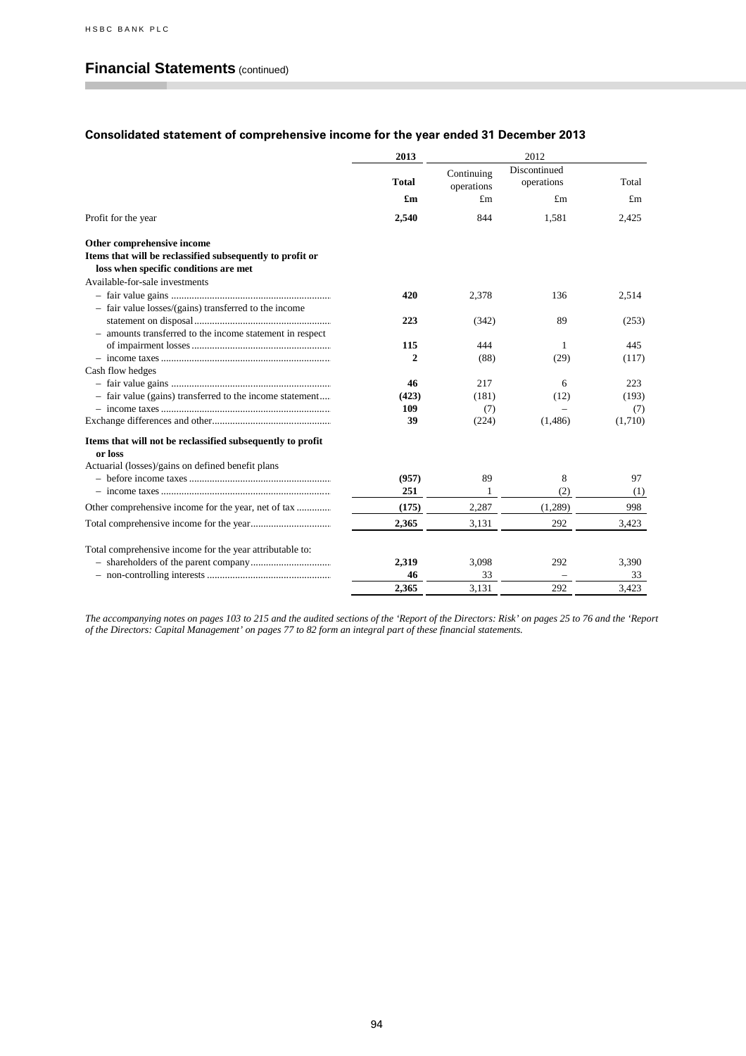# Financial Statements (continued)

## Consolidated statement of comprehensive income for the year ended 31 December 2013

| | 2013 | 2012 | | |
|---|---|---|---|---|
| | **Total** | Continuing operations | Discontinued operations | Total |
| | **£m** | £m | £m | £m |
| Profit for the year | **2,540** | 844 | 1,581 | 2,425 |
| **Other comprehensive income** | | | | |
| **Items that will be reclassified subsequently to profit or loss when specific conditions are met** | | | | |
| Available-for-sale investments | | | | |
| – fair value gains | **420** | 2,378 | 136 | 2,514 |
| – fair value losses/(gains) transferred to the income statement on disposal | **223** | (342) | 89 | (253) |
| – amounts transferred to the income statement in respect of impairment losses | **115** | 444 | 1 | 445 |
| – income taxes | **2** | (88) | (29) | (117) |
| Cash flow hedges | | | | |
| – fair value gains | **46** | 217 | 6 | 223 |
| – fair value (gains) transferred to the income statement | **(423)** | (181) | (12) | (193) |
| – income taxes | **109** | (7) | – | (7) |
| Exchange differences and other | **39** | (224) | (1,486) | (1,710) |
| **Items that will not be reclassified subsequently to profit or loss** | | | | |
| Actuarial (losses)/gains on defined benefit plans | | | | |
| – before income taxes | **(957)** | 89 | 8 | 97 |
| – income taxes | **251** | 1 | (2) | (1) |
| Other comprehensive income for the year, net of tax | **(175)** | 2,287 | (1,289) | 998 |
| Total comprehensive income for the year | **2,365** | 3,131 | 292 | 3,423 |
| Total comprehensive income for the year attributable to: | | | | |
| – shareholders of the parent company | **2,319** | 3,098 | 292 | 3,390 |
| – non-controlling interests | **46** | 33 | – | 33 |
| | **2,365** | 3,131 | 292 | 3,423 |

*The accompanying notes on pages 103 to 215 and the audited sections of the 'Report of the Directors: Risk' on pages 25 to 76 and the 'Report of the Directors: Capital Management' on pages 77 to 82 form an integral part of these financial statements.*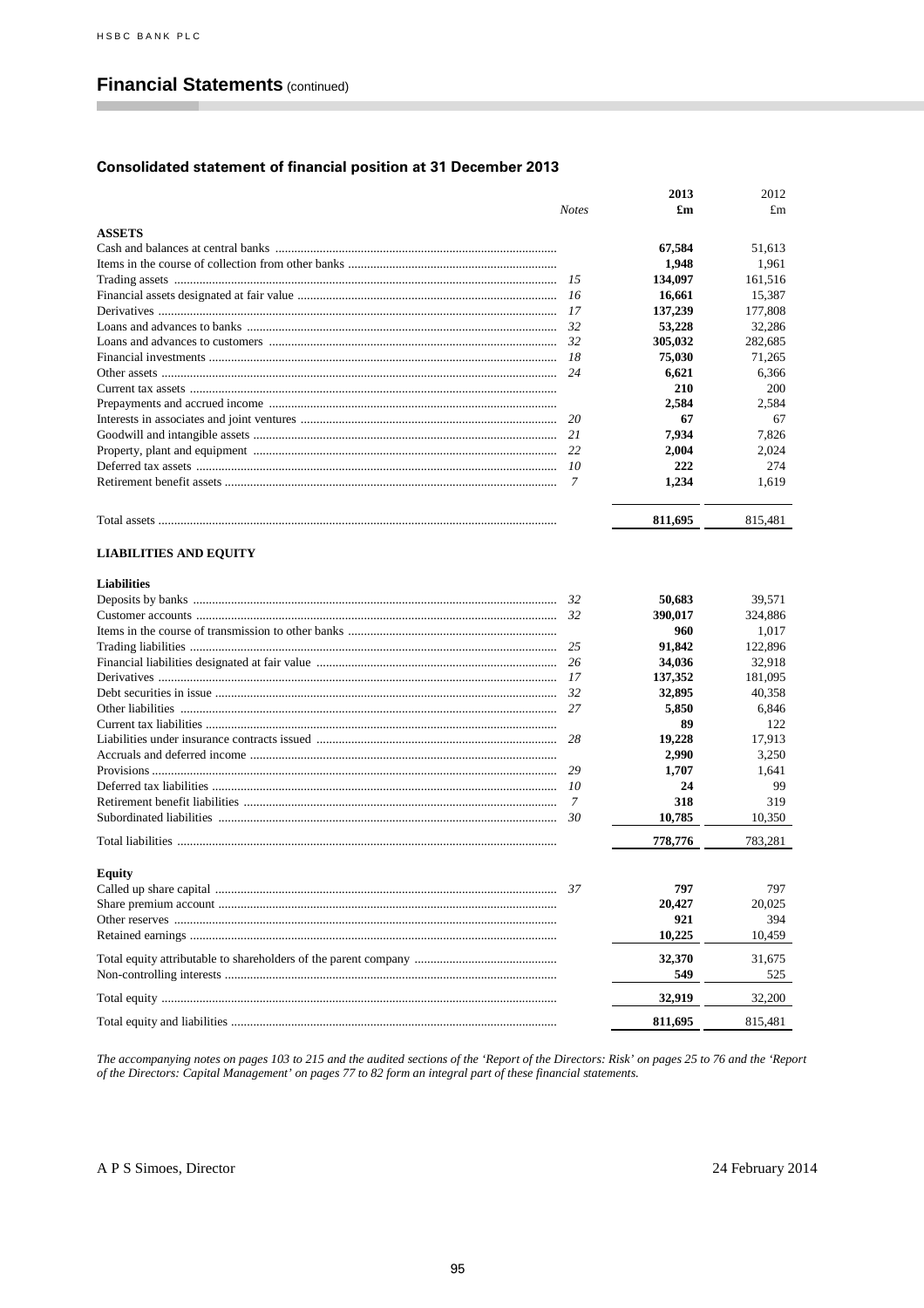## Financial Statements (continued)

### Consolidated statement of financial position at 31 December 2013

| | Notes | 2013 £m | 2012 £m |
|---|---|---|---|
| **ASSETS** | | | |
| Cash and balances at central banks | | **67,584** | 51,613 |
| Items in the course of collection from other banks | | **1,948** | 1,961 |
| Trading assets | *15* | **134,097** | 161,516 |
| Financial assets designated at fair value | *16* | **16,661** | 15,387 |
| Derivatives | *17* | **137,239** | 177,808 |
| Loans and advances to banks | *32* | **53,228** | 32,286 |
| Loans and advances to customers | *32* | **305,032** | 282,685 |
| Financial investments | *18* | **75,030** | 71,265 |
| Other assets | *24* | **6,621** | 6,366 |
| Current tax assets | | **210** | 200 |
| Prepayments and accrued income | | **2,584** | 2,584 |
| Interests in associates and joint ventures | *20* | **67** | 67 |
| Goodwill and intangible assets | *21* | **7,934** | 7,826 |
| Property, plant and equipment | *22* | **2,004** | 2,024 |
| Deferred tax assets | *10* | **222** | 274 |
| Retirement benefit assets | *7* | **1,234** | 1,619 |
| Total assets | | **811,695** | 815,481 |
| **LIABILITIES AND EQUITY** | | | |
| **Liabilities** | | | |
| Deposits by banks | *32* | **50,683** | 39,571 |
| Customer accounts | *32* | **390,017** | 324,886 |
| Items in the course of transmission to other banks | | **960** | 1,017 |
| Trading liabilities | *25* | **91,842** | 122,896 |
| Financial liabilities designated at fair value | *26* | **34,036** | 32,918 |
| Derivatives | *17* | **137,352** | 181,095 |
| Debt securities in issue | *32* | **32,895** | 40,358 |
| Other liabilities | *27* | **5,850** | 6,846 |
| Current tax liabilities | | **89** | 122 |
| Liabilities under insurance contracts issued | *28* | **19,228** | 17,913 |
| Accruals and deferred income | | **2,990** | 3,250 |
| Provisions | *29* | **1,707** | 1,641 |
| Deferred tax liabilities | *10* | **24** | 99 |
| Retirement benefit liabilities | *7* | **318** | 319 |
| Subordinated liabilities | *30* | **10,785** | 10,350 |
| Total liabilities | | **778,776** | 783,281 |
| **Equity** | | | |
| Called up share capital | *37* | **797** | 797 |
| Share premium account | | **20,427** | 20,025 |
| Other reserves | | **921** | 394 |
| Retained earnings | | **10,225** | 10,459 |
| Total equity attributable to shareholders of the parent company | | **32,370** | 31,675 |
| Non-controlling interests | | **549** | 525 |
| Total equity | | **32,919** | 32,200 |
| Total equity and liabilities | | **811,695** | 815,481 |

*The accompanying notes on pages 103 to 215 and the audited sections of the 'Report of the Directors: Risk' on pages 25 to 76 and the 'Report of the Directors: Capital Management' on pages 77 to 82 form an integral part of these financial statements.*

A P S Simoes, Director

24 February 2014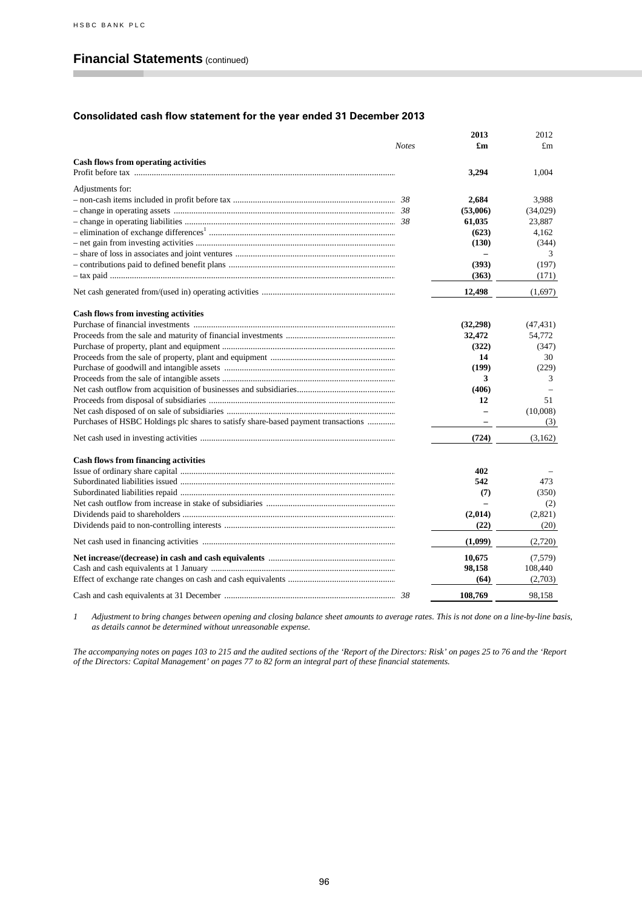## Financial Statements (continued)

### Consolidated cash flow statement for the year ended 31 December 2013

| | *Notes* | **2013** **£m** | 2012 £m |
|---|---|---|---|
| **Cash flows from operating activities** | | | |
| Profit before tax | | **3,294** | 1,004 |
| Adjustments for: | | | |
| – non-cash items included in profit before tax | *38* | **2,684** | 3,988 |
| – change in operating assets | *38* | **(53,006)** | (34,029) |
| – change in operating liabilities | *38* | **61,035** | 23,887 |
| – elimination of exchange differences[1] | | **(623)** | 4,162 |
| – net gain from investing activities | | **(130)** | (344) |
| – share of loss in associates and joint ventures | | **–** | 3 |
| – contributions paid to defined benefit plans | | **(393)** | (197) |
| – tax paid | | **(363)** | (171) |
| Net cash generated from/(used in) operating activities | | **12,498** | (1,697) |
| **Cash flows from investing activities** | | | |
| Purchase of financial investments | | **(32,298)** | (47,431) |
| Proceeds from the sale and maturity of financial investments | | **32,472** | 54,772 |
| Purchase of property, plant and equipment | | **(322)** | (347) |
| Proceeds from the sale of property, plant and equipment | | **14** | 30 |
| Purchase of goodwill and intangible assets | | **(199)** | (229) |
| Proceeds from the sale of intangible assets | | **3** | 3 |
| Net cash outflow from acquisition of businesses and subsidiaries | | **(406)** | – |
| Proceeds from disposal of subsidiaries | | **12** | 51 |
| Net cash disposed of on sale of subsidiaries | | **–** | (10,008) |
| Purchases of HSBC Holdings plc shares to satisfy share-based payment transactions | | **–** | (3) |
| Net cash used in investing activities | | **(724)** | (3,162) |
| **Cash flows from financing activities** | | | |
| Issue of ordinary share capital | | **402** | – |
| Subordinated liabilities issued | | **542** | 473 |
| Subordinated liabilities repaid | | **(7)** | (350) |
| Net cash outflow from increase in stake of subsidiaries | | **–** | (2) |
| Dividends paid to shareholders | | **(2,014)** | (2,821) |
| Dividends paid to non-controlling interests | | **(22)** | (20) |
| Net cash used in financing activities | | **(1,099)** | (2,720) |
| **Net increase/(decrease) in cash and cash equivalents** | | **10,675** | (7,579) |
| Cash and cash equivalents at 1 January | | **98,158** | 108,440 |
| Effect of exchange rate changes on cash and cash equivalents | | **(64)** | (2,703) |
| Cash and cash equivalents at 31 December | *38* | **108,769** | 98,158 |

*1 Adjustment to bring changes between opening and closing balance sheet amounts to average rates. This is not done on a line-by-line basis, as details cannot be determined without unreasonable expense.*

*The accompanying notes on pages 103 to 215 and the audited sections of the 'Report of the Directors: Risk' on pages 25 to 76 and the 'Report of the Directors: Capital Management' on pages 77 to 82 form an integral part of these financial statements.*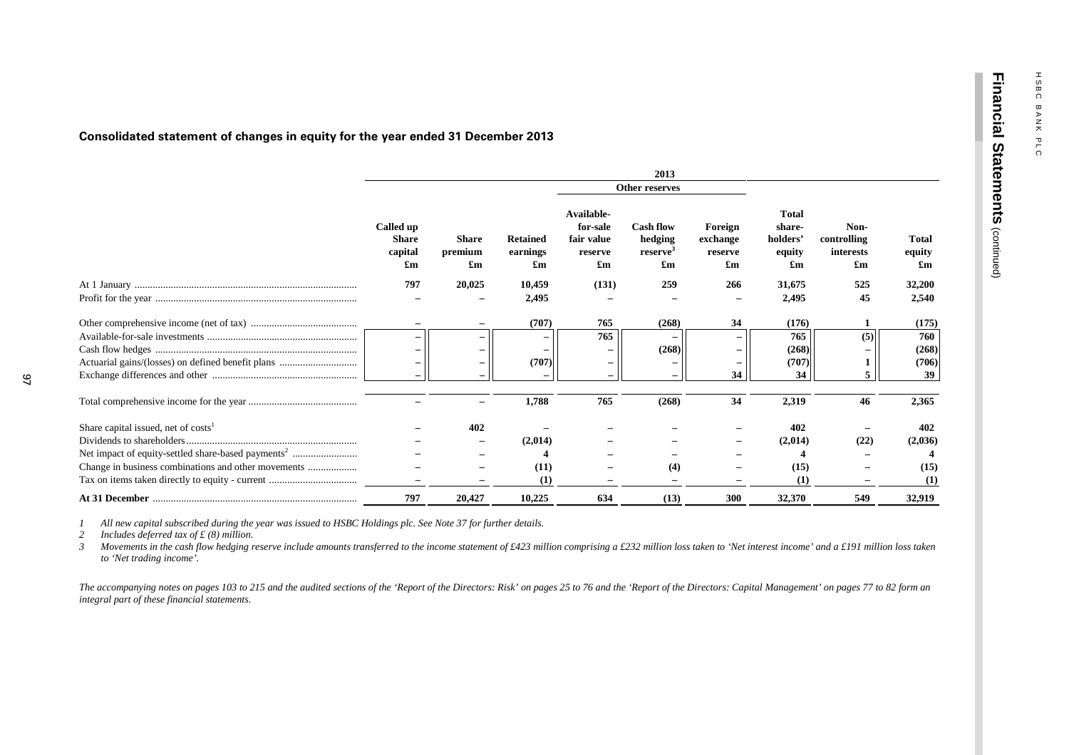## Consolidated statement of changes in equity for the year ended 31 December 2013

| | 2013 | | | | | | | | |
|---|---|---|---|---|---|---|---|---|---|
| | | | | Other reserves | | | | | |
| | Called up Share capital £m | Share premium £m | Retained earnings £m | Available-for-sale fair value reserve £m | Cash flow hedging reserve[3] £m | Foreign exchange reserve £m | Total share-holders' equity £m | Non-controlling interests £m | Total equity £m |
| At 1 January | 797 | 20,025 | 10,459 | (131) | 259 | 266 | 31,675 | 525 | 32,200 |
| Profit for the year | – | – | 2,495 | – | – | – | 2,495 | 45 | 2,540 |
| Other comprehensive income (net of tax) | – | – | (707) | 765 | (268) | 34 | (176) | 1 | (175) |
| Available-for-sale investments | – | – | – | 765 | – | – | 765 | (5) | 760 |
| Cash flow hedges | – | – | – | – | (268) | – | (268) | – | (268) |
| Actuarial gains/(losses) on defined benefit plans | – | – | (707) | – | – | – | (707) | 1 | (706) |
| Exchange differences and other | – | – | – | – | – | 34 | 34 | 5 | 39 |
| Total comprehensive income for the year | – | – | 1,788 | 765 | (268) | 34 | 2,319 | 46 | 2,365 |
| Share capital issued, net of costs[1] | – | 402 | – | – | – | – | 402 | – | 402 |
| Dividends to shareholders | – | – | (2,014) | – | – | – | (2,014) | (22) | (2,036) |
| Net impact of equity-settled share-based payments[2] | – | – | 4 | – | – | – | 4 | – | 4 |
| Change in business combinations and other movements | – | – | (11) | – | (4) | – | (15) | – | (15) |
| Tax on items taken directly to equity - current | – | – | (1) | – | – | – | (1) | – | (1) |
| **At 31 December** | **797** | **20,427** | **10,225** | **634** | **(13)** | **300** | **32,370** | **549** | **32,919** |

*1 All new capital subscribed during the year was issued to HSBC Holdings plc. See Note 37 for further details.*

*2 Includes deferred tax of £ (8) million.*

*3 Movements in the cash flow hedging reserve include amounts transferred to the income statement of £423 million comprising a £232 million loss taken to 'Net interest income' and a £191 million loss taken to 'Net trading income'.*

*The accompanying notes on pages 103 to 215 and the audited sections of the 'Report of the Directors: Risk' on pages 25 to 76 and the 'Report of the Directors: Capital Management' on pages 77 to 82 form an integral part of these financial statements.*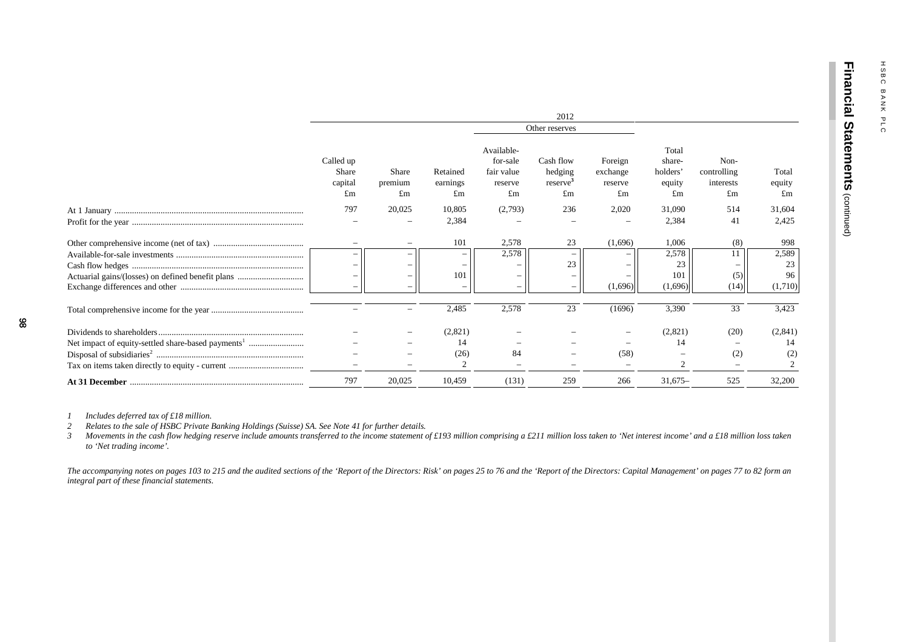| | 2012 | | | | | | | | |
|---|---|---|---|---|---|---|---|---|---|
| | | | | Other reserves | | | | | |
| | Called up Share capital £m | Share premium £m | Retained earnings £m | Available-for-sale fair value reserve £m | Cash flow hedging reserve[3] £m | Foreign exchange reserve £m | Total share-holders' equity £m | Non-controlling interests £m | Total equity £m |
| At 1 January | 797 | 20,025 | 10,805 | (2,793) | 236 | 2,020 | 31,090 | 514 | 31,604 |
| Profit for the year | – | – | 2,384 | – | – | – | 2,384 | 41 | 2,425 |
| Other comprehensive income (net of tax) | – | – | 101 | 2,578 | 23 | (1,696) | 1,006 | (8) | 998 |
| Available-for-sale investments | – | – | – | 2,578 | – | – | 2,578 | 11 | 2,589 |
| Cash flow hedges | – | – | – | – | 23 | – | 23 | – | 23 |
| Actuarial gains/(losses) on defined benefit plans | – | – | 101 | – | – | – | 101 | (5) | 96 |
| Exchange differences and other | – | – | – | – | – | (1,696) | (1,696) | (14) | (1,710) |
| Total comprehensive income for the year | – | – | 2,485 | 2,578 | 23 | (1696) | 3,390 | 33 | 3,423 |
| Dividends to shareholders | – | – | (2,821) | – | – | – | (2,821) | (20) | (2,841) |
| Net impact of equity-settled share-based payments[1] | – | – | 14 | – | – | – | 14 | – | 14 |
| Disposal of subsidiaries[2] | – | – | (26) | 84 | – | (58) | – | (2) | (2) |
| Tax on items taken directly to equity - current | – | – | 2 | – | – | – | 2 | – | 2 |
| **At 31 December** | 797 | 20,025 | 10,459 | (131) | 259 | 266 | 31,675– | 525 | 32,200 |

1 *Includes deferred tax of £18 million.*

2 *Relates to the sale of HSBC Private Banking Holdings (Suisse) SA. See Note 41 for further details.*

3 *Movements in the cash flow hedging reserve include amounts transferred to the income statement of £193 million comprising a £211 million loss taken to 'Net interest income' and a £18 million loss taken to 'Net trading income'.*

*The accompanying notes on pages 103 to 215 and the audited sections of the 'Report of the Directors: Risk' on pages 25 to 76 and the 'Report of the Directors: Capital Management' on pages 77 to 82 form an integral part of these financial statements.*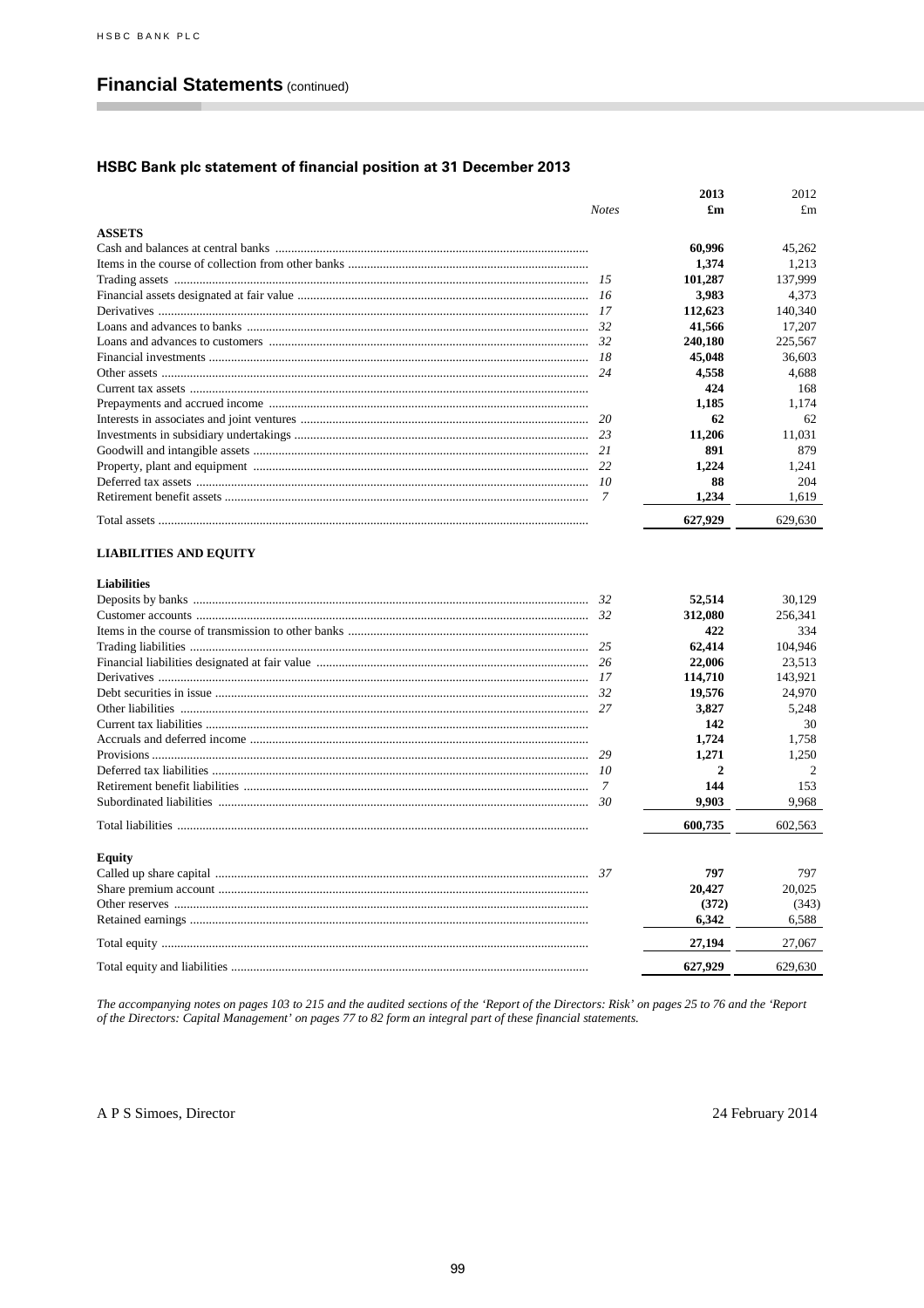# Financial Statements (continued)

## HSBC Bank plc statement of financial position at 31 December 2013

| | Notes | 2013 £m | 2012 £m |
|---|---|---|---|
| **ASSETS** | | | |
| Cash and balances at central banks | | **60,996** | 45,262 |
| Items in the course of collection from other banks | | **1,374** | 1,213 |
| Trading assets | 15 | **101,287** | 137,999 |
| Financial assets designated at fair value | 16 | **3,983** | 4,373 |
| Derivatives | 17 | **112,623** | 140,340 |
| Loans and advances to banks | 32 | **41,566** | 17,207 |
| Loans and advances to customers | 32 | **240,180** | 225,567 |
| Financial investments | 18 | **45,048** | 36,603 |
| Other assets | 24 | **4,558** | 4,688 |
| Current tax assets | | **424** | 168 |
| Prepayments and accrued income | | **1,185** | 1,174 |
| Interests in associates and joint ventures | 20 | **62** | 62 |
| Investments in subsidiary undertakings | 23 | **11,206** | 11,031 |
| Goodwill and intangible assets | 21 | **891** | 879 |
| Property, plant and equipment | 22 | **1,224** | 1,241 |
| Deferred tax assets | 10 | **88** | 204 |
| Retirement benefit assets | 7 | **1,234** | 1,619 |
| Total assets | | **627,929** | 629,630 |
| **LIABILITIES AND EQUITY** | | | |
| **Liabilities** | | | |
| Deposits by banks | 32 | **52,514** | 30,129 |
| Customer accounts | 32 | **312,080** | 256,341 |
| Items in the course of transmission to other banks | | **422** | 334 |
| Trading liabilities | 25 | **62,414** | 104,946 |
| Financial liabilities designated at fair value | 26 | **22,006** | 23,513 |
| Derivatives | 17 | **114,710** | 143,921 |
| Debt securities in issue | 32 | **19,576** | 24,970 |
| Other liabilities | 27 | **3,827** | 5,248 |
| Current tax liabilities | | **142** | 30 |
| Accruals and deferred income | | **1,724** | 1,758 |
| Provisions | 29 | **1,271** | 1,250 |
| Deferred tax liabilities | 10 | **2** | 2 |
| Retirement benefit liabilities | 7 | **144** | 153 |
| Subordinated liabilities | 30 | **9,903** | 9,968 |
| Total liabilities | | **600,735** | 602,563 |
| **Equity** | | | |
| Called up share capital | 37 | **797** | 797 |
| Share premium account | | **20,427** | 20,025 |
| Other reserves | | **(372)** | (343) |
| Retained earnings | | **6,342** | 6,588 |
| Total equity | | **27,194** | 27,067 |
| Total equity and liabilities | | **627,929** | 629,630 |

*The accompanying notes on pages 103 to 215 and the audited sections of the 'Report of the Directors: Risk' on pages 25 to 76 and the 'Report of the Directors: Capital Management' on pages 77 to 82 form an integral part of these financial statements.*

A P S Simoes, Director

24 February 2014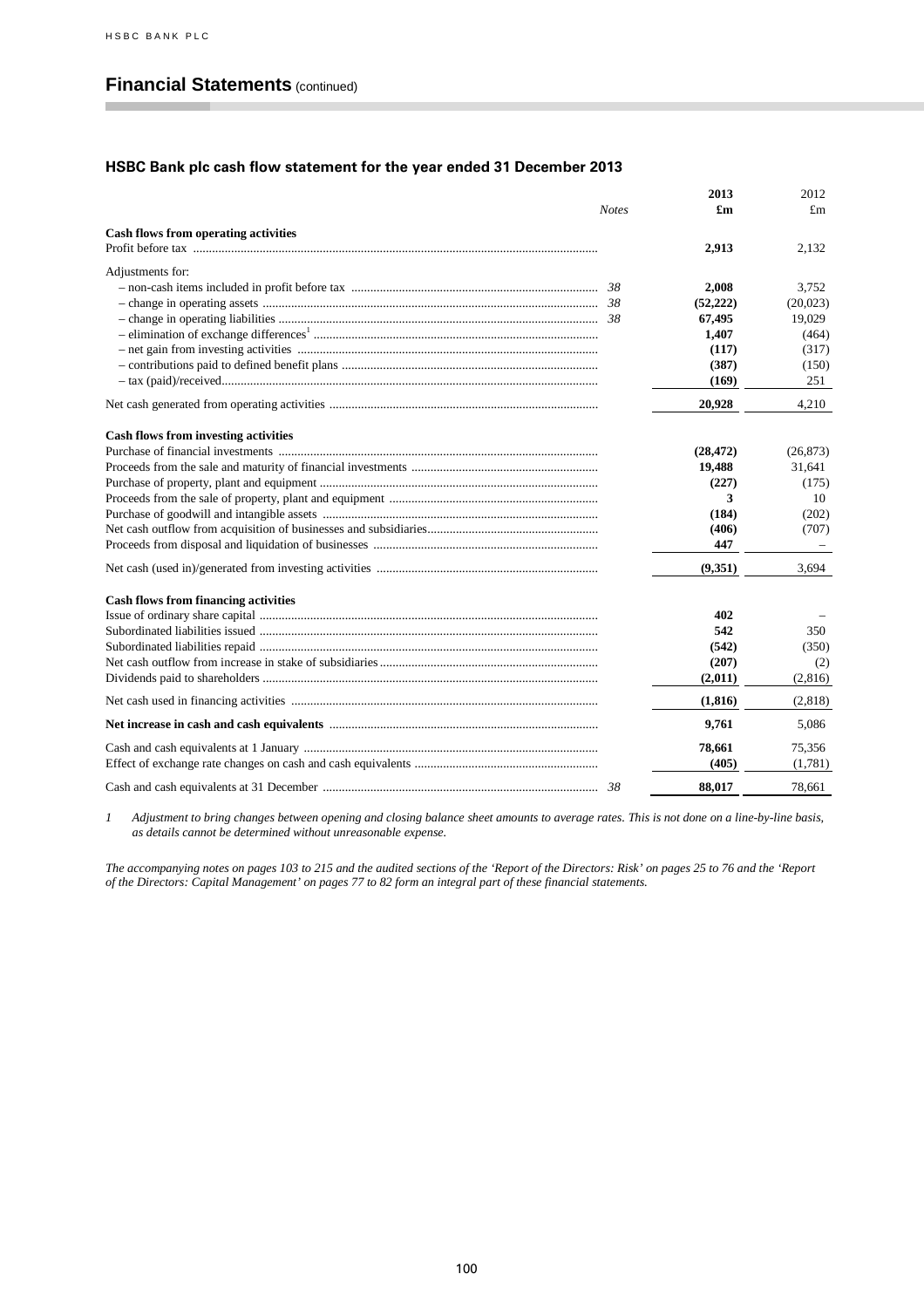# Financial Statements (continued)

## HSBC Bank plc cash flow statement for the year ended 31 December 2013

| | Notes | 2013 £m | 2012 £m |
|---|---|---|---|
| **Cash flows from operating activities** | | | |
| Profit before tax | | **2,913** | 2,132 |
| Adjustments for: | | | |
| – non-cash items included in profit before tax | 38 | **2,008** | 3,752 |
| – change in operating assets | 38 | **(52,222)** | (20,023) |
| – change in operating liabilities | 38 | **67,495** | 19,029 |
| – elimination of exchange differences[1] | | **1,407** | (464) |
| – net gain from investing activities | | **(117)** | (317) |
| – contributions paid to defined benefit plans | | **(387)** | (150) |
| – tax (paid)/received | | **(169)** | 251 |
| Net cash generated from operating activities | | **20,928** | 4,210 |
| **Cash flows from investing activities** | | | |
| Purchase of financial investments | | **(28,472)** | (26,873) |
| Proceeds from the sale and maturity of financial investments | | **19,488** | 31,641 |
| Purchase of property, plant and equipment | | **(227)** | (175) |
| Proceeds from the sale of property, plant and equipment | | **3** | 10 |
| Purchase of goodwill and intangible assets | | **(184)** | (202) |
| Net cash outflow from acquisition of businesses and subsidiaries | | **(406)** | (707) |
| Proceeds from disposal and liquidation of businesses | | **447** | – |
| Net cash (used in)/generated from investing activities | | **(9,351)** | 3,694 |
| **Cash flows from financing activities** | | | |
| Issue of ordinary share capital | | **402** | – |
| Subordinated liabilities issued | | **542** | 350 |
| Subordinated liabilities repaid | | **(542)** | (350) |
| Net cash outflow from increase in stake of subsidiaries | | **(207)** | (2) |
| Dividends paid to shareholders | | **(2,011)** | (2,816) |
| Net cash used in financing activities | | **(1,816)** | (2,818) |
| **Net increase in cash and cash equivalents** | | **9,761** | 5,086 |
| Cash and cash equivalents at 1 January | | **78,661** | 75,356 |
| Effect of exchange rate changes on cash and cash equivalents | | **(405)** | (1,781) |
| Cash and cash equivalents at 31 December | 38 | **88,017** | 78,661 |

1 *Adjustment to bring changes between opening and closing balance sheet amounts to average rates. This is not done on a line-by-line basis, as details cannot be determined without unreasonable expense.*

*The accompanying notes on pages 103 to 215 and the audited sections of the 'Report of the Directors: Risk' on pages 25 to 76 and the 'Report of the Directors: Capital Management' on pages 77 to 82 form an integral part of these financial statements.*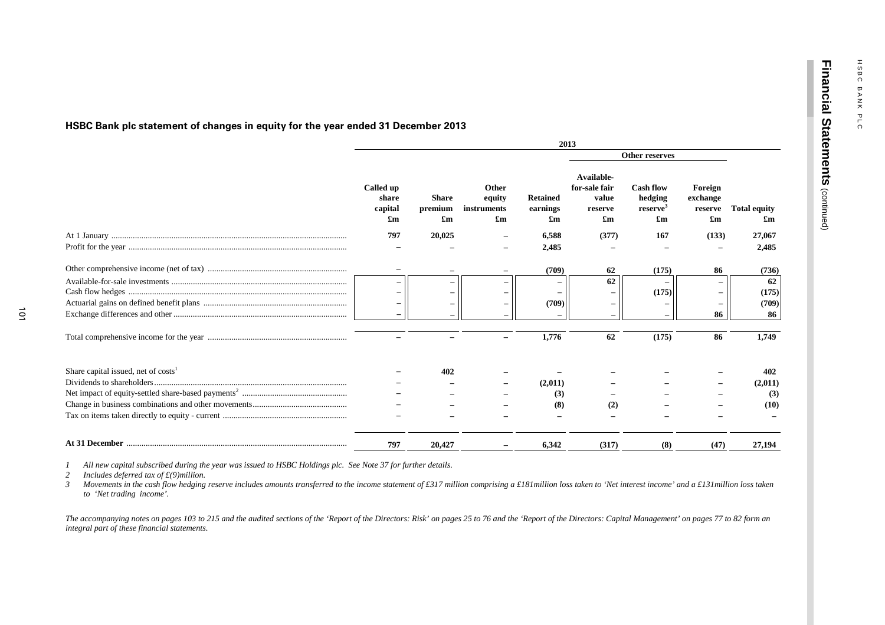## HSBC Bank plc statement of changes in equity for the year ended 31 December 2013

| | 2013 | | | | | | | |
|---|---|---|---|---|---|---|---|---|
| | | | | | Other reserves | | | |
| | Called up share capital £m | Share premium £m | Other equity instruments £m | Retained earnings £m | Available-for-sale fair value reserve £m | Cash flow hedging reserve[3] £m | Foreign exchange reserve £m | Total equity £m |
| At 1 January | 797 | 20,025 | – | 6,588 | (377) | 167 | (133) | 27,067 |
| Profit for the year | – | – | – | 2,485 | – | – | – | 2,485 |
| Other comprehensive income (net of tax) | – | – | – | (709) | 62 | (175) | 86 | (736) |
| Available-for-sale investments | – | – | – | – | 62 | – | – | 62 |
| Cash flow hedges | – | – | – | – | – | (175) | – | (175) |
| Actuarial gains on defined benefit plans | – | – | – | (709) | – | – | – | (709) |
| Exchange differences and other | – | – | – | – | – | – | 86 | 86 |
| Total comprehensive income for the year | – | – | – | 1,776 | 62 | (175) | 86 | 1,749 |
| Share capital issued, net of costs[1] | – | 402 | – | – | – | – | – | 402 |
| Dividends to shareholders | – | – | – | (2,011) | – | – | – | (2,011) |
| Net impact of equity-settled share-based payments[2] | – | – | – | (3) | – | – | – | (3) |
| Change in business combinations and other movements | – | – | – | (8) | (2) | – | – | (10) |
| Tax on items taken directly to equity - current | – | – | – | – | – | – | – | – |
| **At 31 December** | 797 | 20,427 | – | 6,342 | (317) | (8) | (47) | 27,194 |

*1 All new capital subscribed during the year was issued to HSBC Holdings plc. See Note 37 for further details.*
*2 Includes deferred tax of £(9)million.*
*3 Movements in the cash flow hedging reserve includes amounts transferred to the income statement of £317 million comprising a £181million loss taken to 'Net interest income' and a £131million loss taken to 'Net trading income'.*

*The accompanying notes on pages 103 to 215 and the audited sections of the 'Report of the Directors: Risk' on pages 25 to 76 and the 'Report of the Directors: Capital Management' on pages 77 to 82 form an integral part of these financial statements.*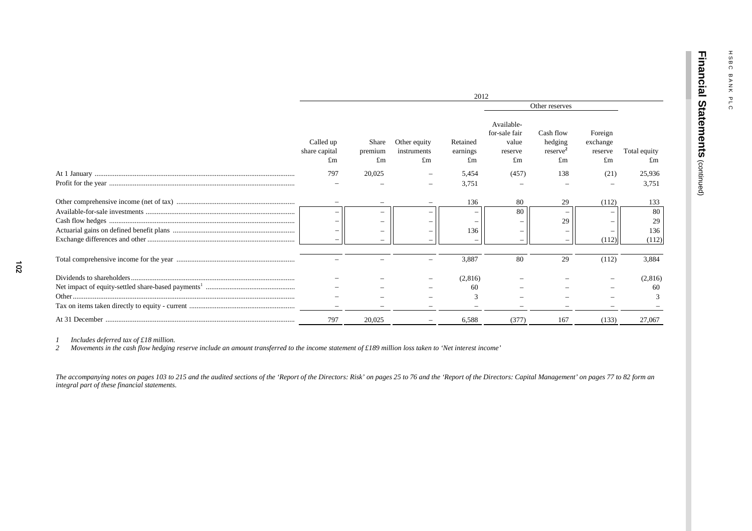| | 2012 | | | | | | | |
|---|---|---|---|---|---|---|---|---|
| | | | | | Other reserves | | | |
| | Called up share capital £m | Share premium £m | Other equity instruments £m | Retained earnings £m | Available-for-sale fair value reserve £m | Cash flow hedging reserve[2] £m | Foreign exchange reserve £m | Total equity £m |
| At 1 January | 797 | 20,025 | – | 5,454 | (457) | 138 | (21) | 25,936 |
| Profit for the year | – | – | – | 3,751 | – | – | – | 3,751 |
| Other comprehensive income (net of tax) | – | – | – | 136 | 80 | 29 | (112) | 133 |
| Available-for-sale investments | – | – | – | – | 80 | – | – | 80 |
| Cash flow hedges | – | – | – | – | – | 29 | – | 29 |
| Actuarial gains on defined benefit plans | – | – | – | 136 | – | – | – | 136 |
| Exchange differences and other | – | – | – | – | – | – | (112) | (112) |
| Total comprehensive income for the year | – | – | – | 3,887 | 80 | 29 | (112) | 3,884 |
| Dividends to shareholders | – | – | – | (2,816) | – | – | – | (2,816) |
| Net impact of equity-settled share-based payments[1] | – | – | – | 60 | – | – | – | 60 |
| Other | – | – | – | 3 | – | – | – | 3 |
| Tax on items taken directly to equity - current | – | – | – | – | – | – | – | – |
| At 31 December | 797 | 20,025 | – | 6,588 | (377) | 167 | (133) | 27,067 |

*1 Includes deferred tax of £18 million.*
*2 Movements in the cash flow hedging reserve include an amount transferred to the income statement of £189 million loss taken to 'Net interest income'*

*The accompanying notes on pages 103 to 215 and the audited sections of the 'Report of the Directors: Risk' on pages 25 to 76 and the 'Report of the Directors: Capital Management' on pages 77 to 82 form an integral part of these financial statements.*